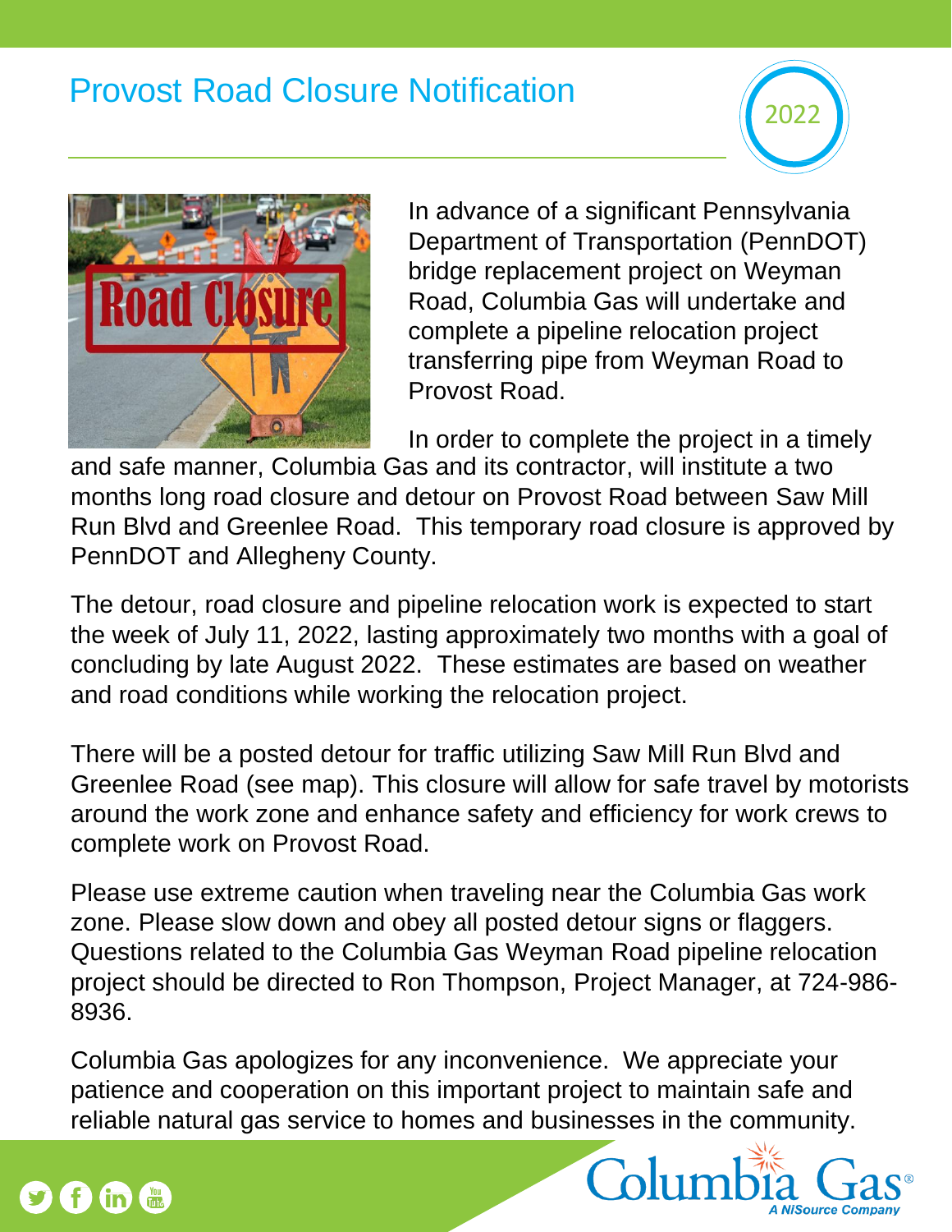# Provost Road Closure Notification

2022

In advance of a significant Pennsylvania Department of Transportation (PennDOT) bridge replacement project on Weyman Road, Columbia Gas will undertake and complete a pipeline relocation project transferring pipe from Weyman Road to Provost Road.

In order to complete the project in a timely and safe manner, Columbia Gas and its contractor, will institute a two months long road closure and detour on Provost Road between Saw Mill Run Blvd and Greenlee Road. This temporary road closure is approved by PennDOT and Allegheny County.

The detour, road closure and pipeline relocation work is expected to start the week of July 11, 2022, lasting approximately two months with a goal of concluding by late August 2022. These estimates are based on weather and road conditions while working the relocation project.

There will be a posted detour for traffic utilizing Saw Mill Run Blvd and Greenlee Road (see map). This closure will allow for safe travel by motorists around the work zone and enhance safety and efficiency for work crews to complete work on Provost Road.

Please use extreme caution when traveling near the Columbia Gas work zone. Please slow down and obey all posted detour signs or flaggers. Questions related to the Columbia Gas Weyman Road pipeline relocation project should be directed to Ron Thompson, Project Manager, at 724-986-8936.

Columbia Gas apologizes for any inconvenience. We appreciate your patience and cooperation on this important project to maintain safe and reliable natural gas service to homes and businesses in the community.

Columbia Gas®
*A NiSource Company*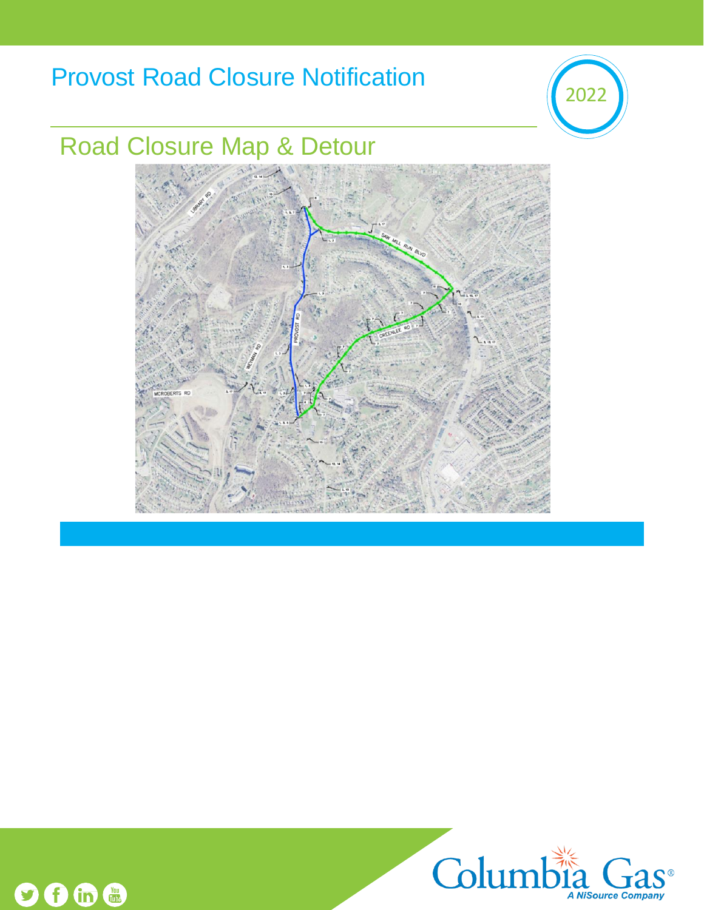# Provost Road Closure Notification

2022

## Road Closure Map & Detour

LIBRARY RD

SAW MILL RUN BLVD

PROVOST RD

WEYMAN RD

GREENLEE RD

MCROBERTS RD

Columbia Gas

*A NiSource Company*